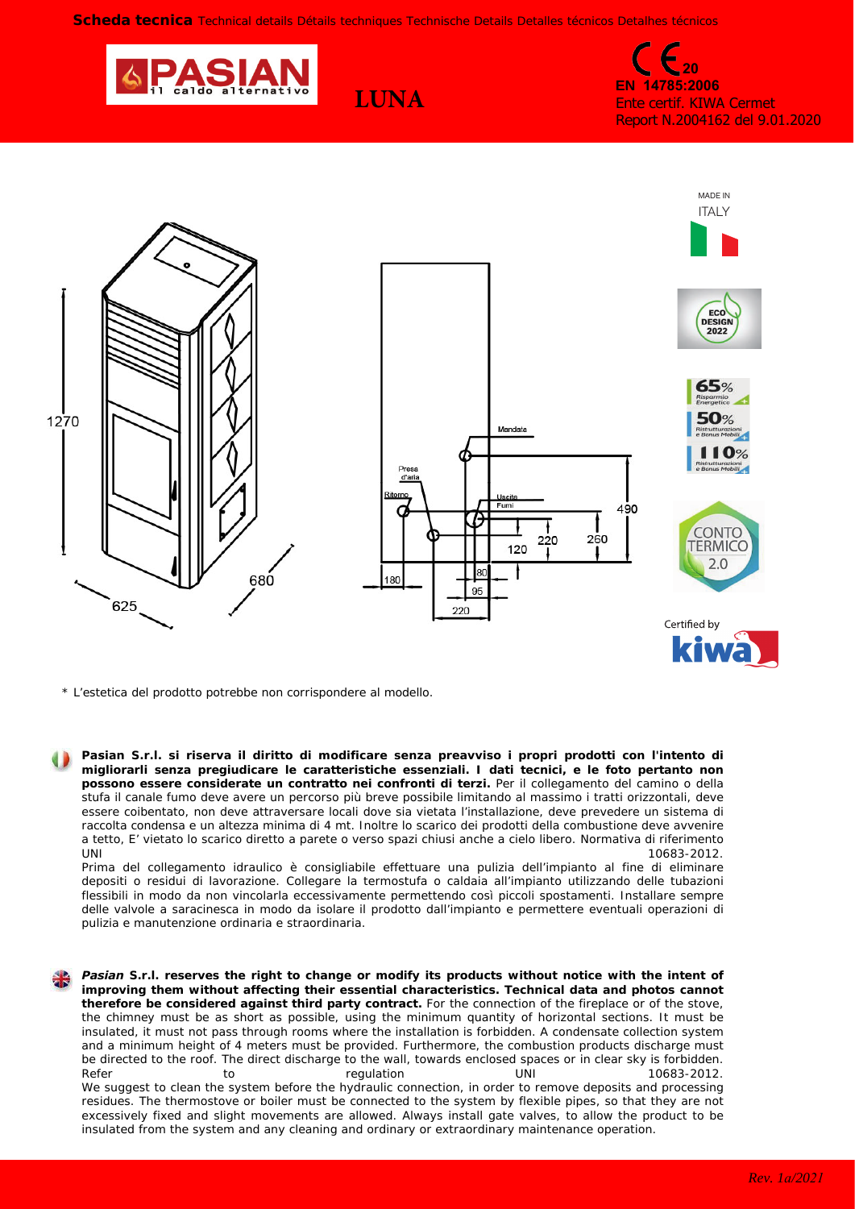**Scheda tecnica** Technical details Détails techniques Technische Details Detalles técnicos Detalhes técnicos

# LUNA

CE 20
EN 14785:2006
Ente certif. KIWA Cermet
Report N.2004162 del 9.01.2020

1270
625
680

Mandata
Presa d'aria
Ritorno
Uscita Fumi
490
220
260
120
180
80
95
220

MADE IN ITALY

ECO DESIGN 2022

65% Risparmio Energetico
50% Ristrutturazioni e Bonus Mobili
110% Ristrutturazioni e Bonus Mobili

CONTO TERMICO 2.0

Certified by kiwa

* L'estetica del prodotto potrebbe non corrispondere al modello.

**Pasian S.r.l. si riserva il diritto di modificare senza preavviso i propri prodotti con l'intento di migliorarli senza pregiudicare le caratteristiche essenziali. I dati tecnici, e le foto pertanto non possono essere considerate un contratto nei confronti di terzi.** Per il collegamento del camino o della stufa il canale fumo deve avere un percorso più breve possibile limitando al massimo i tratti orizzontali, deve essere coibentato, non deve attraversare locali dove sia vietata l'installazione, deve prevedere un sistema di raccolta condensa e un altezza minima di 4 mt. Inoltre lo scarico dei prodotti della combustione deve avvenire a tetto, E' vietato lo scarico diretto a parete o verso spazi chiusi anche a cielo libero. Normativa di riferimento UNI 10683-2012.

Prima del collegamento idraulico è consigliabile effettuare una pulizia dell'impianto al fine di eliminare depositi o residui di lavorazione. Collegare la termostufa o caldaia all'impianto utilizzando delle tubazioni flessibili in modo da non vincolarla eccessivamente permettendo così piccoli spostamenti. Installare sempre delle valvole a saracinesca in modo da isolare il prodotto dall'impianto e permettere eventuali operazioni di pulizia e manutenzione ordinaria e straordinaria.

***Pasian* S.r.l. reserves the right to change or modify its products without notice with the intent of improving them without affecting their essential characteristics. Technical data and photos cannot therefore be considered against third party contract.** For the connection of the fireplace or of the stove, the chimney must be as short as possible, using the minimum quantity of horizontal sections. It must be insulated, it must not pass through rooms where the installation is forbidden. A condensate collection system and a minimum height of 4 meters must be provided. Furthermore, the combustion products discharge must be directed to the roof. The direct discharge to the wall, towards enclosed spaces or in clear sky is forbidden. Refer to regulation UNI 10683-2012.

We suggest to clean the system before the hydraulic connection, in order to remove deposits and processing residues. The thermostove or boiler must be connected to the system by flexible pipes, so that they are not excessively fixed and slight movements are allowed. Always install gate valves, to allow the product to be insulated from the system and any cleaning and ordinary or extraordinary maintenance operation.

*Rev. 1a/2021*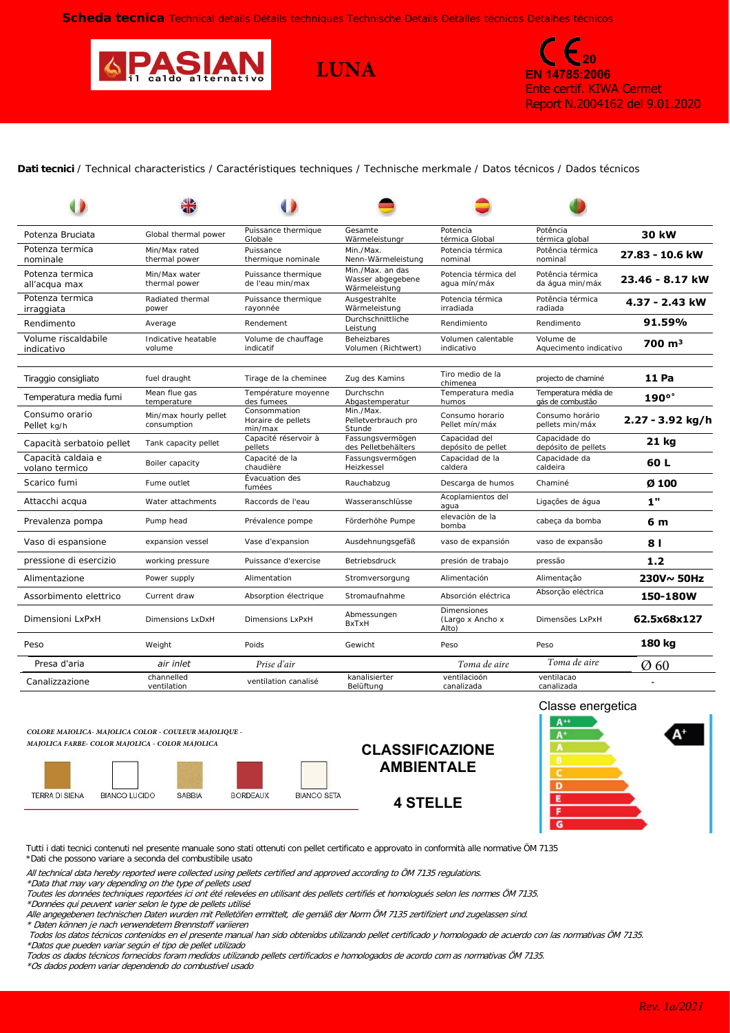**Scheda tecnica** Technical details Détails techniques Technische Details Detalles técnicos Detalhes técnicos

PASIAN il caldo alternativo

# LUNA

CE 20
**EN 14785:2006**
Ente certif. KIWA Cermet
Report N.2004162 del 9.01.2020

**Dati tecnici** / Technical characteristics / Caractéristiques techniques / Technische merkmale / Datos técnicos / Dados técnicos

| IT | EN | FR | DE | ES | PT | |
|---|---|---|---|---|---|---|
| Potenza Bruciata | Global thermal power | Puissance thermique Globale | Gesamte Wärmeleistungr | Potencia térmica Global | Potência térmica global | **30 kW** |
| Potenza termica nominale | Min/Max rated thermal power | Puissance thermique nominale | Min./Max. Nenn-Wärmeleistung | Potencia térmica nominal | Potência térmica nominal | **27.83 - 10.6 kW** |
| Potenza termica all'acqua max | Min/Max water thermal power | Puissance thermique de l'eau min/max | Min./Max. an das Wasser abgegebene Wärmeleistung | Potencia térmica del agua mín/máx | Potência térmica da água mín/máx | **23.46 - 8.17 kW** |
| Potenza termica irraggiata | Radiated thermal power | Puissance thermique rayonnée | Ausgestrahlte Wärmeleistung | Potencia térmica irradiada | Potência térmica radiada | **4.37 - 2.43 kW** |
| Rendimento | Average | Rendement | Durchschnittliche Leistung | Rendimiento | Rendimento | **91.59%** |
| Volume riscaldabile indicativo | Indicative heatable volume | Volume de chauffage indicatif | Beheizbares Volumen (Richtwert) | Volumen calentable indicativo | Volume de Aquecimento indicativo | **700 m³** |
| Tiraggio consigliato | fuel draught | Tirage de la cheminee | Zug des Kamins | Tiro medio de la chimenea | projecto de chaminé | **11 Pa** |
| Temperatura media fumi | Mean flue gas temperature | Température moyenne des fumees | Durchschn Abgastemperatur | Temperatura media humos | Temperatura média de gás de combustão | **190°** |
| Consumo orario Pellet kg/h | Min/max hourly pellet consumption | Consommation Horaire de pellets min/max | Min./Max. Pelletverbrauch pro Stunde | Consumo horario Pellet mín/máx | Consumo horário pellets mín/máx | **2.27 - 3.92 kg/h** |
| Capacità serbatoio pellet | Tank capacity pellet | Capacité réservoir à pellets | Fassungsvermögen des Pelletbehälters | Capacidad del depósito de pellet | Capacidade do depósito de pellets | **21 kg** |
| Capacità caldaia e volano termico | Boiler capacity | Capacité de la chaudière | Fassungsvermögen Heizkessel | Capacidad de la caldera | Capacidade da caldeira | **60 L** |
| Scarico fumi | Fume outlet | Évacuation des fumées | Rauchabzug | Descarga de humos | Chaminé | **Ø 100** |
| Attacchi acqua | Water attachments | Raccords de l'eau | Wasseranschlüsse | Acoplamientos del agua | Ligações de água | **1"** |
| Prevalenza pompa | Pump head | Prévalence pompe | Förderhöhe Pumpe | elevaciòn de la bomba | cabeça da bomba | **6 m** |
| Vaso di espansione | expansion vessel | Vase d'expansion | Ausdehnungsgefäß | vaso de expansión | vaso de expansão | **8 l** |
| pressione di esercizio | working pressure | Puissance d'exercise | Betriebsdruck | presión de trabajo | pressão | **1.2** |
| Alimentazione | Power supply | Alimentation | Stromversorgung | Alimentación | Alimentação | **230V~ 50Hz** |
| Assorbimento elettrico | Current draw | Absorption électrique | Stromaufnahme | Absorción eléctrica | Absorção eléctrica | **150-180W** |
| Dimensioni LxPxH | Dimensions LxDxH | Dimensions LxPxH | Abmessungen BxTxH | Dimensiones (Largo x Ancho x Alto) | Dimensões LxPxH | **62.5x68x127** |
| Peso | Weight | Poids | Gewicht | Peso | Peso | **180 kg** |
| Presa d'aria | *air inlet* | *Prise d'air* | | *Toma de aire* | *Toma de aire* | Ø 60 |
| Canalizzazione | channelled ventilation | ventilation canalisé | kanalisierter Belüftung | ventilacioón canalizada | ventilacao canalizada | - |

*COLORE MAIOLICA- MAJOLICA COLOR - COULEUR MAJOLIQUE - MAJOLICA FARBE- COLOR MAJOLICA - COLOR MAJOLICA*

TERRA DI SIENA, BIANCO LUCIDO, SABBIA, BORDEAUX, BIANCO SETA

**CLASSIFICAZIONE AMBIENTALE**

**4 STELLE**

Classe energetica

A++
A+
A
B
C
D
E
F
G

A+

Tutti i dati tecnici contenuti nel presente manuale sono stati ottenuti con pellet certificato e approvato in conformità alle normative ÖM 7135
*Dati che possono variare a seconda del combustibile usato

*All technical data hereby reported were collected using pellets certified and approved according to ÖM 7135 regulations.*
*\*Data that may vary depending on the type of pellets used*
*Toutes les données techniques reportées ici ont été relevées en utilisant des pellets certifiés et homologués selon les normes ÖM 7135.*
*\*Données qui peuvent varier selon le type de pellets utilisé*
*Alle angegebenen technischen Daten wurden mit Pelletöfen ermittelt, die gemäß der Norm ÖM 7135 zertifiziert und zugelassen sind.*
*\* Daten können je nach verwendetem Brennstoff variieren*
*Todos los datos técnicos contenidos en el presente manual han sido obtenidos utilizando pellet certificado y homologado de acuerdo con las normativas ÖM 7135.*
*\*Datos que pueden variar según el tipo de pellet utilizado*
*Todos os dados técnicos fornecidos foram medidos utilizando pellets certificados e homologados de acordo com as normativas ÖM 7135.*
*\*Os dados podem variar dependendo do combustível usado*

*Rev. 1a/2021*